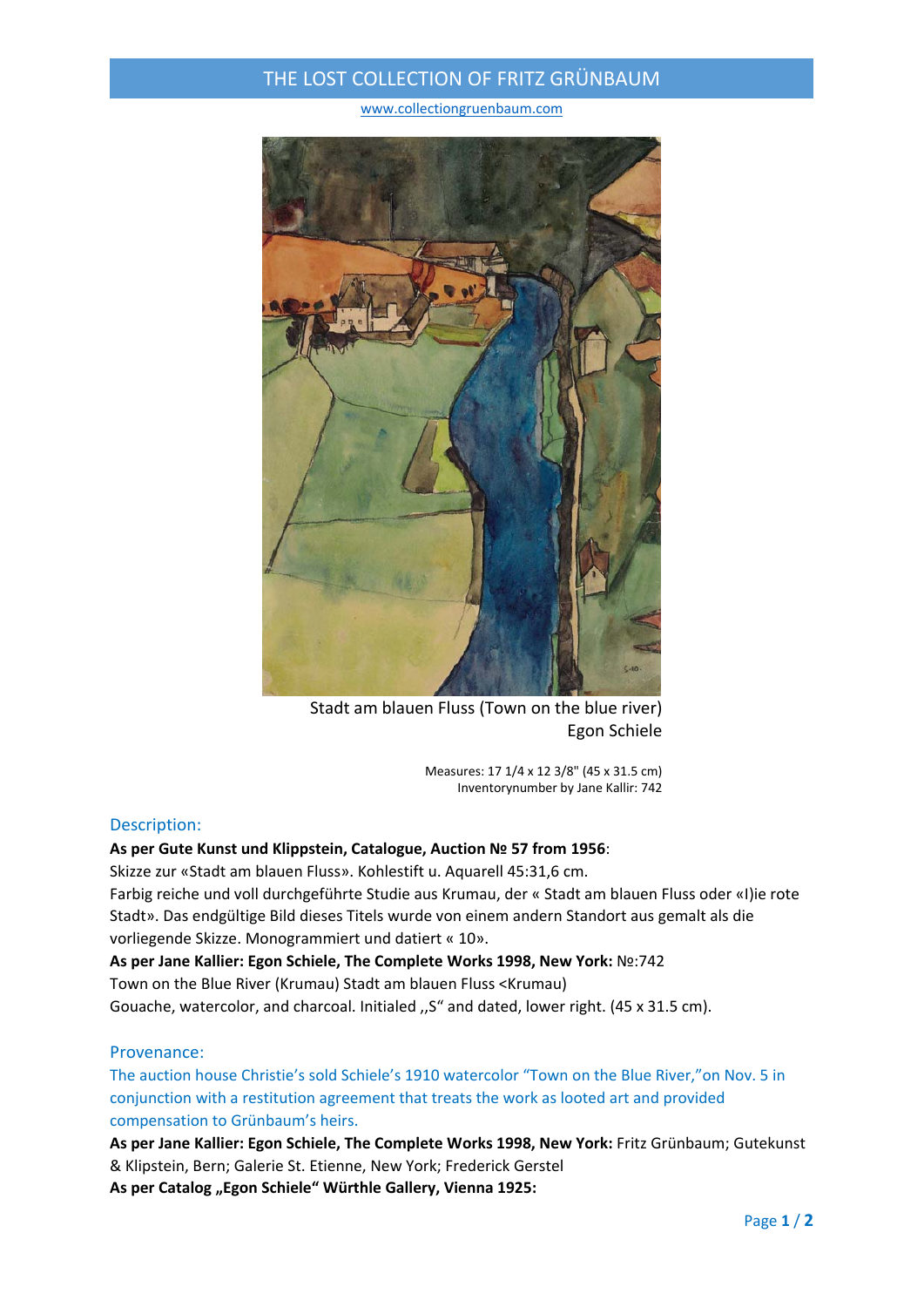# THE LOST COLLECTION OF FRITZ GRÜNBAUM

www.collectiongruenbaum.com

Stadt am blauen Fluss (Town on the blue river)
Egon Schiele

Measures: 17 1/4 x 12 3/8" (45 x 31.5 cm)
Inventorynumber by Jane Kallir: 742

## Description:

**As per Gute Kunst und Klippstein, Catalogue, Auction № 57 from 1956**:
Skizze zur «Stadt am blauen Fluss». Kohlestift u. Aquarell 45:31,6 cm.
Farbig reiche und voll durchgeführte Studie aus Krumau, der « Stadt am blauen Fluss oder «I)ie rote Stadt». Das endgültige Bild dieses Titels wurde von einem andern Standort aus gemalt als die vorliegende Skizze. Monogrammiert und datiert « 10».
**As per Jane Kallier: Egon Schiele, The Complete Works 1998, New York:** №:742
Town on the Blue River (Krumau) Stadt am blauen Fluss <Krumau)
Gouache, watercolor, and charcoal. Initialed ,,S" and dated, lower right. (45 x 31.5 cm).

## Provenance:

The auction house Christie's sold Schiele's 1910 watercolor "Town on the Blue River,"on Nov. 5 in conjunction with a restitution agreement that treats the work as looted art and provided compensation to Grünbaum's heirs.
**As per Jane Kallier: Egon Schiele, The Complete Works 1998, New York:** Fritz Grünbaum; Gutekunst & Klipstein, Bern; Galerie St. Etienne, New York; Frederick Gerstel
**As per Catalog „Egon Schiele" Würthle Gallery, Vienna 1925:**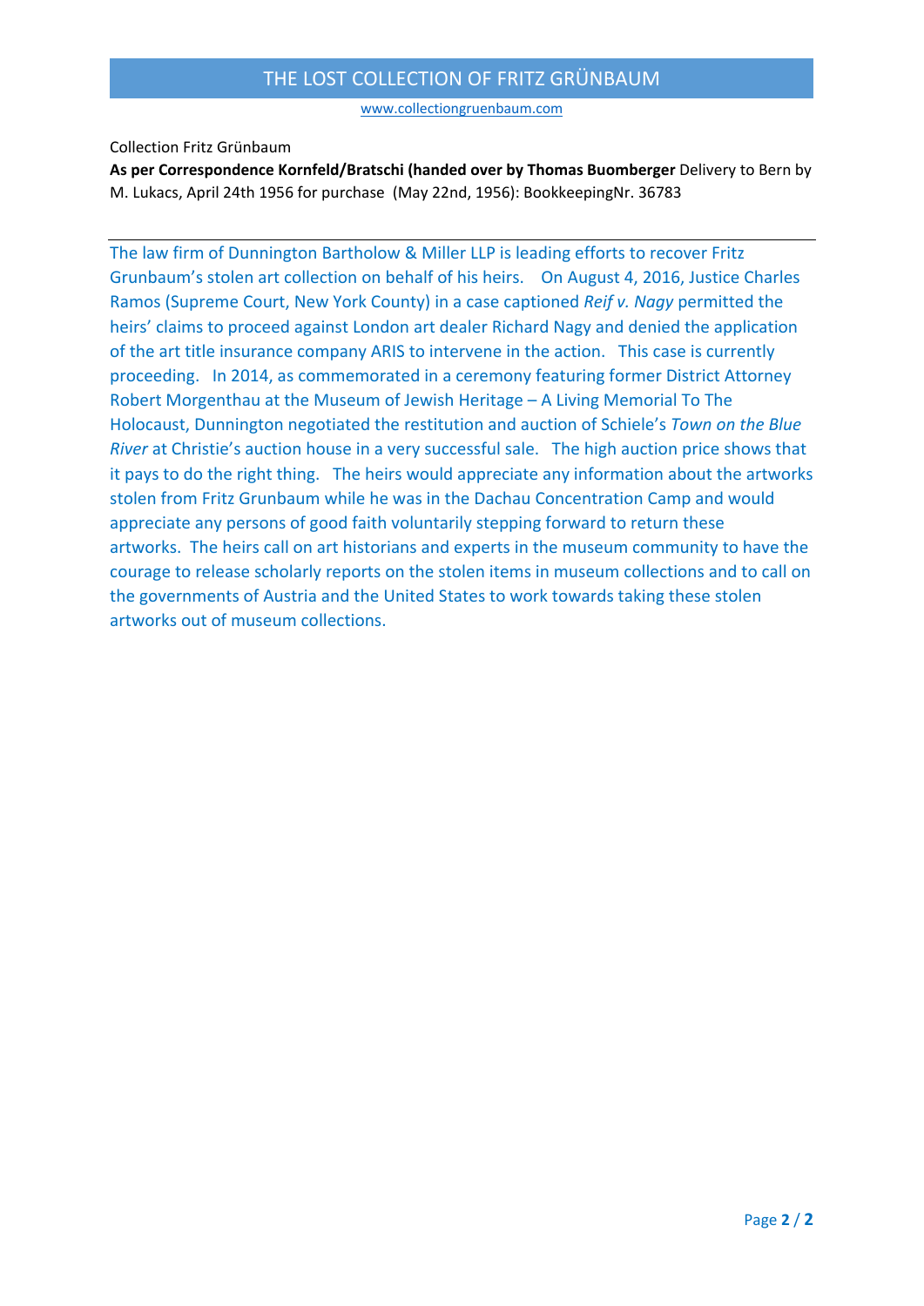Collection Fritz Grünbaum

**As per Correspondence Kornfeld/Bratschi (handed over by Thomas Buomberger** Delivery to Bern by M. Lukacs, April 24th 1956 for purchase (May 22nd, 1956): BookkeepingNr. 36783

---

The law firm of Dunnington Bartholow & Miller LLP is leading efforts to recover Fritz Grunbaum's stolen art collection on behalf of his heirs. On August 4, 2016, Justice Charles Ramos (Supreme Court, New York County) in a case captioned *Reif v. Nagy* permitted the heirs' claims to proceed against London art dealer Richard Nagy and denied the application of the art title insurance company ARIS to intervene in the action. This case is currently proceeding. In 2014, as commemorated in a ceremony featuring former District Attorney Robert Morgenthau at the Museum of Jewish Heritage – A Living Memorial To The Holocaust, Dunnington negotiated the restitution and auction of Schiele's *Town on the Blue River* at Christie's auction house in a very successful sale. The high auction price shows that it pays to do the right thing. The heirs would appreciate any information about the artworks stolen from Fritz Grunbaum while he was in the Dachau Concentration Camp and would appreciate any persons of good faith voluntarily stepping forward to return these artworks. The heirs call on art historians and experts in the museum community to have the courage to release scholarly reports on the stolen items in museum collections and to call on the governments of Austria and the United States to work towards taking these stolen artworks out of museum collections.